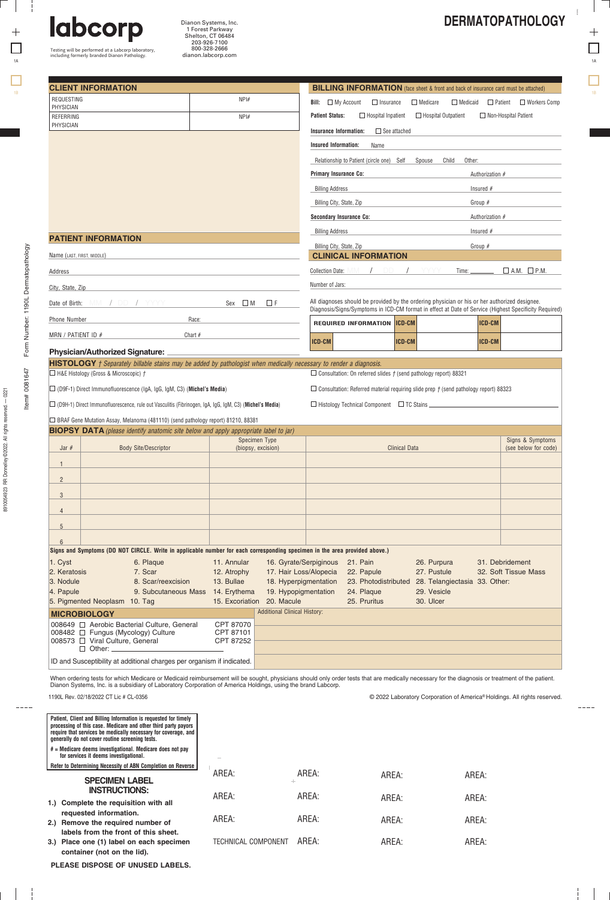**labcorp**

Testing will be performed at a Labcorp laboratory, including formerly branded Dianon Pathology.

Dianon Systems, Inc.
1 Forest Parkway
Shelton, CT 06484
203-926-7100
800-328-2666
dianon.labcorp.com

# DERMATOPATHOLOGY

## CLIENT INFORMATION

| REQUESTING PHYSICIAN | NPI# |
|---|---|
| REFERRING PHYSICIAN | NPI# |

## BILLING INFORMATION (face sheet & front and back of insurance card must be attached)

**Bill:** ☐ My Account ☐ Insurance ☐ Medicare ☐ Medicaid ☐ Patient ☐ Workers Comp

**Patient Status:** ☐ Hospital Inpatient ☐ Hospital Outpatient ☐ Non-Hospital Patient

**Insurance Information:** ☐ See attached

**Insured Information:** Name

Relationship to Patient (circle one) Self Spouse Child Other:

**Primary Insurance Co:** Authorization #

Billing Address Insured #

Billing City, State, Zip Group #

**Secondary Insurance Co:** Authorization #

Billing Address Insured #

Billing City, State, Zip Group #

## PATIENT INFORMATION

Name (LAST, FIRST, MIDDLE)

Address

City, State, Zip

Date of Birth: MM / DD / YYYY Sex ☐ M ☐ F

Phone Number Race:

MRN / PATIENT ID # Chart #

**Physician/Authorized Signature:**

## CLINICAL INFORMATION

Collection Date: MM / DD / YYYY Time: ______ ☐ A.M. ☐ P.M.

Number of Jars:

All diagnoses should be provided by the ordering physician or his or her authorized designee. Diagnosis/Signs/Symptoms in ICD-CM format in effect at Date of Service (Highest Specificity Required)

| REQUIRED INFORMATION | ICD-CM | | ICD-CM | |
|---|---|---|---|---|
| ICD-CM | | ICD-CM | ICD-CM | |

## HISTOLOGY † *Separately billable stains may be added by pathologist when medically necessary to render a diagnosis.*

☐ H&E Histology (Gross & Microscopic) †

☐ (D9F-1) Direct Immunofluorescence (IgA, IgG, IgM, C3) (**Michel's Media**)

☐ (D9H-1) Direct Immunofluorescence, rule out Vasculitis (Fibrinogen, IgA, IgG, IgM, C3) (**Michel's Media**)

☐ BRAF Gene Mutation Assay, Melanoma (481110) (send pathology report) 81210, 88381

☐ Consultation: On referred slides † (send pathology report) 88321

☐ Consultation: Referred material requiring slide prep † (send pathology report) 88323

☐ Histology Technical Component ☐ TC Stains ______

## BIOPSY DATA *(please identify anatomic site below and apply appropriate label to jar)*

| Jar # | Body Site/Descriptor | Specimen Type (biopsy, excision) | Clinical Data | Signs & Symptoms (see below for code) |
|---|---|---|---|---|
| 1 | | | | |
| 2 | | | | |
| 3 | | | | |
| 4 | | | | |
| 5 | | | | |
| 6 | | | | |

**Signs and Symptoms (DO NOT CIRCLE. Write in applicable number for each corresponding specimen in the area provided above.)**

| | | | | | | |
|---|---|---|---|---|---|---|
| 1. Cyst | 6. Plaque | 11. Annular | 16. Gyrate/Serpiginous | 21. Pain | 26. Purpura | 31. Debridement |
| 2. Keratosis | 7. Scar | 12. Atrophy | 17. Hair Loss/Alopecia | 22. Papule | 27. Pustule | 32. Soft Tissue Mass |
| 3. Nodule | 8. Scar/reexcision | 13. Bullae | 18. Hyperpigmentation | 23. Photodistributed | 28. Telangiectasia | 33. Other: |
| 4. Papule | 9. Subcutaneous Mass | 14. Erythema | 19. Hypopigmentation | 24. Plaque | 29. Vesicle | |
| 5. Pigmented Neoplasm | 10. Tag | 15. Excoriation | 20. Macule | 25. Pruritus | 30. Ulcer | |

## MICROBIOLOGY

| | |
|---|---|
| 008649 ☐ Aerobic Bacterial Culture, General | CPT 87070 |
| 008482 ☐ Fungus (Mycology) Culture | CPT 87101 |
| 008573 ☐ Viral Culture, General | CPT 87252 |
| ☐ Other: ______ | |

ID and Susceptibility at additional charges per organism if indicated.

Additional Clinical History:

When ordering tests for which Medicare or Medicaid reimbursement will be sought, physicians should only order tests that are medically necessary for the diagnosis or treatment of the patient. Dianon Systems, Inc. is a subsidiary of Laboratory Corporation of America Holdings, using the brand Labcorp.

1190L Rev. 02/18/2022 CT Lic # CL-0356

© 2022 Laboratory Corporation of America® Holdings. All rights reserved.

**Patient, Client and Billing Information is requested for timely processing of this case. Medicare and other third party payors require that services be medically necessary for coverage, and generally do not cover routine screening tests.**

**# = Medicare deems investigational. Medicare does not pay for services it deems investigational.**

**Refer to Determining Necessity of ABN Completion on Reverse**

### SPECIMEN LABEL INSTRUCTIONS:

1.) **Complete the requisition with all requested information.**
2.) **Remove the required number of labels from the front of this sheet.**
3.) **Place one (1) label on each specimen container (not on the lid).**

**PLEASE DISPOSE OF UNUSED LABELS.**

| | | | |
|---|---|---|---|
| AREA: | AREA: | AREA: | AREA: |
| AREA: | AREA: | AREA: | AREA: |
| AREA: | AREA: | AREA: | AREA: |
| TECHNICAL COMPONENT | AREA: | AREA: | AREA: |

Form Number: 1190L Dermatopathology

Item# 0081647

8910054923 RR Donnelley ©2022. All rights reserved. — 0221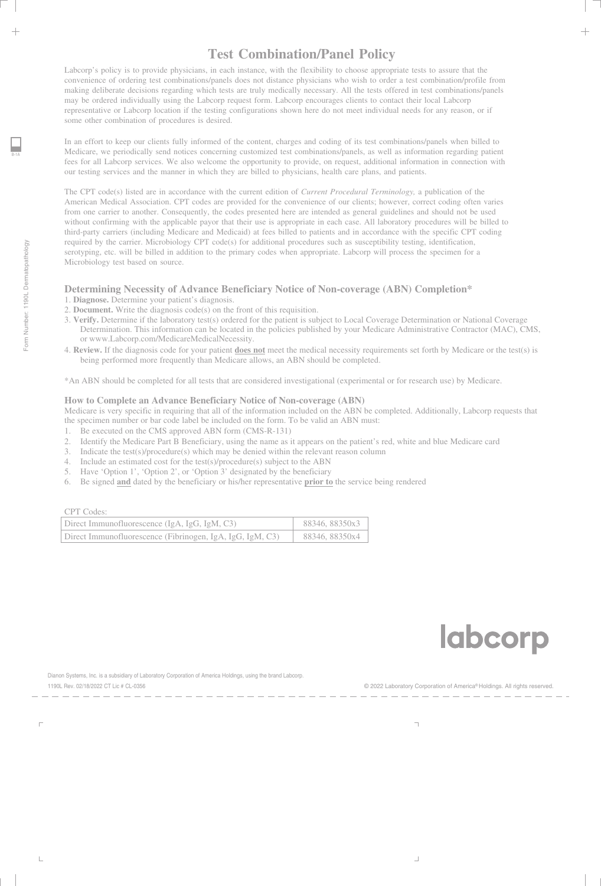# Test Combination/Panel Policy

Labcorp's policy is to provide physicians, in each instance, with the flexibility to choose appropriate tests to assure that the convenience of ordering test combinations/panels does not distance physicians who wish to order a test combination/profile from making deliberate decisions regarding which tests are truly medically necessary. All the tests offered in test combinations/panels may be ordered individually using the Labcorp request form. Labcorp encourages clients to contact their local Labcorp representative or Labcorp location if the testing configurations shown here do not meet individual needs for any reason, or if some other combination of procedures is desired.

In an effort to keep our clients fully informed of the content, charges and coding of its test combinations/panels when billed to Medicare, we periodically send notices concerning customized test combinations/panels, as well as information regarding patient fees for all Labcorp services. We also welcome the opportunity to provide, on request, additional information in connection with our testing services and the manner in which they are billed to physicians, health care plans, and patients.

The CPT code(s) listed are in accordance with the current edition of *Current Procedural Terminology,* a publication of the American Medical Association. CPT codes are provided for the convenience of our clients; however, correct coding often varies from one carrier to another. Consequently, the codes presented here are intended as general guidelines and should not be used without confirming with the applicable payor that their use is appropriate in each case. All laboratory procedures will be billed to third-party carriers (including Medicare and Medicaid) at fees billed to patients and in accordance with the specific CPT coding required by the carrier. Microbiology CPT code(s) for additional procedures such as susceptibility testing, identification, serotyping, etc. will be billed in addition to the primary codes when appropriate. Labcorp will process the specimen for a Microbiology test based on source.

### Determining Necessity of Advance Beneficiary Notice of Non-coverage (ABN) Completion*

1. **Diagnose.** Determine your patient's diagnosis.
2. **Document.** Write the diagnosis code(s) on the front of this requisition.
3. **Verify.** Determine if the laboratory test(s) ordered for the patient is subject to Local Coverage Determination or National Coverage Determination. This information can be located in the policies published by your Medicare Administrative Contractor (MAC), CMS, or www.Labcorp.com/MedicareMedicalNecessity.
4. **Review.** If the diagnosis code for your patient **does not** meet the medical necessity requirements set forth by Medicare or the test(s) is being performed more frequently than Medicare allows, an ABN should be completed.

*An ABN should be completed for all tests that are considered investigational (experimental or for research use) by Medicare.

### How to Complete an Advance Beneficiary Notice of Non-coverage (ABN)

Medicare is very specific in requiring that all of the information included on the ABN be completed. Additionally, Labcorp requests that the specimen number or bar code label be included on the form. To be valid an ABN must:

1. Be executed on the CMS approved ABN form (CMS-R-131)
2. Identify the Medicare Part B Beneficiary, using the name as it appears on the patient's red, white and blue Medicare card
3. Indicate the test(s)/procedure(s) which may be denied within the relevant reason column
4. Include an estimated cost for the test(s)/procedure(s) subject to the ABN
5. Have 'Option 1', 'Option 2', or 'Option 3' designated by the beneficiary
6. Be signed **and** dated by the beneficiary or his/her representative **prior to** the service being rendered

CPT Codes:

| | |
|---|---|
| Direct Immunofluorescence (IgA, IgG, IgM, C3) | 88346, 88350x3 |
| Direct Immunofluorescence (Fibrinogen, IgA, IgG, IgM, C3) | 88346, 88350x4 |

labcorp

Dianon Systems, Inc. is a subsidiary of Laboratory Corporation of America Holdings, using the brand Labcorp.

1190L Rev. 02/18/2022 CT Lic # CL-0356

© 2022 Laboratory Corporation of America® Holdings. All rights reserved.